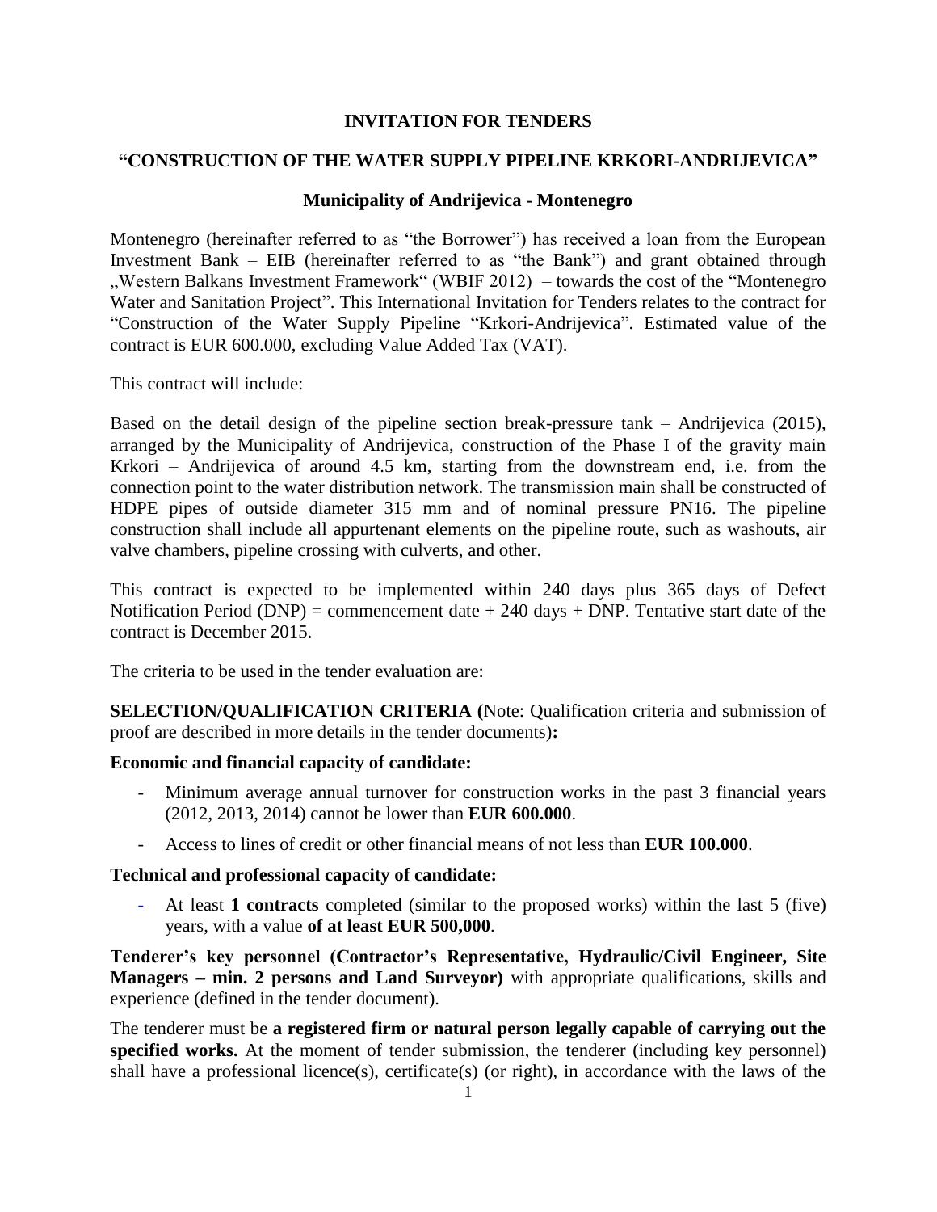# INVITATION FOR TENDERS

## "CONSTRUCTION OF THE WATER SUPPLY PIPELINE KRKORI-ANDRIJEVICA"

### Municipality of Andrijevica - Montenegro

Montenegro (hereinafter referred to as "the Borrower") has received a loan from the European Investment Bank – EIB (hereinafter referred to as "the Bank") and grant obtained through „Western Balkans Investment Framework" (WBIF 2012) – towards the cost of the "Montenegro Water and Sanitation Project". This International Invitation for Tenders relates to the contract for "Construction of the Water Supply Pipeline "Krkori-Andrijevica". Estimated value of the contract is EUR 600.000, excluding Value Added Tax (VAT).

This contract will include:

Based on the detail design of the pipeline section break-pressure tank – Andrijevica (2015), arranged by the Municipality of Andrijevica, construction of the Phase I of the gravity main Krkori – Andrijevica of around 4.5 km, starting from the downstream end, i.e. from the connection point to the water distribution network. The transmission main shall be constructed of HDPE pipes of outside diameter 315 mm and of nominal pressure PN16. The pipeline construction shall include all appurtenant elements on the pipeline route, such as washouts, air valve chambers, pipeline crossing with culverts, and other.

This contract is expected to be implemented within 240 days plus 365 days of Defect Notification Period (DNP) = commencement date + 240 days + DNP. Tentative start date of the contract is December 2015.

The criteria to be used in the tender evaluation are:

**SELECTION/QUALIFICATION CRITERIA (**Note: Qualification criteria and submission of proof are described in more details in the tender documents)**:**

**Economic and financial capacity of candidate:**

- Minimum average annual turnover for construction works in the past 3 financial years (2012, 2013, 2014) cannot be lower than **EUR 600.000**.
- Access to lines of credit or other financial means of not less than **EUR 100.000**.

**Technical and professional capacity of candidate:**

- At least **1 contracts** completed (similar to the proposed works) within the last 5 (five) years, with a value **of at least EUR 500,000**.

**Tenderer's key personnel (Contractor's Representative, Hydraulic/Civil Engineer, Site Managers – min. 2 persons and Land Surveyor)** with appropriate qualifications, skills and experience (defined in the tender document).

The tenderer must be **a registered firm or natural person legally capable of carrying out the specified works.** At the moment of tender submission, the tenderer (including key personnel) shall have a professional licence(s), certificate(s) (or right), in accordance with the laws of the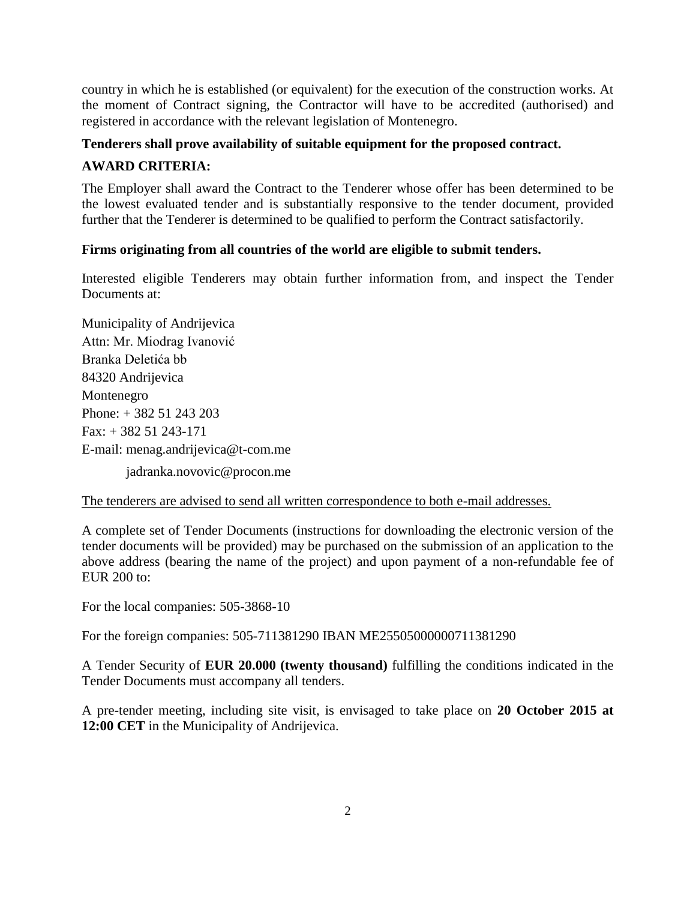country in which he is established (or equivalent) for the execution of the construction works. At the moment of Contract signing, the Contractor will have to be accredited (authorised) and registered in accordance with the relevant legislation of Montenegro.

**Tenderers shall prove availability of suitable equipment for the proposed contract.**

**AWARD CRITERIA:**

The Employer shall award the Contract to the Tenderer whose offer has been determined to be the lowest evaluated tender and is substantially responsive to the tender document, provided further that the Tenderer is determined to be qualified to perform the Contract satisfactorily.

**Firms originating from all countries of the world are eligible to submit tenders.**

Interested eligible Tenderers may obtain further information from, and inspect the Tender Documents at:

Municipality of Andrijevica
Attn: Mr. Miodrag Ivanović
Branka Deletića bb
84320 Andrijevica
Montenegro
Phone: + 382 51 243 203
Fax: + 382 51 243-171
E-mail: menag.andrijevica@t-com.me
jadranka.novovic@procon.me

The tenderers are advised to send all written correspondence to both e-mail addresses.

A complete set of Tender Documents (instructions for downloading the electronic version of the tender documents will be provided) may be purchased on the submission of an application to the above address (bearing the name of the project) and upon payment of a non-refundable fee of EUR 200 to:

For the local companies: 505-3868-10

For the foreign companies: 505-711381290 IBAN ME25505000000711381290

A Tender Security of **EUR 20.000 (twenty thousand)** fulfilling the conditions indicated in the Tender Documents must accompany all tenders.

A pre-tender meeting, including site visit, is envisaged to take place on **20 October 2015 at 12:00 CET** in the Municipality of Andrijevica.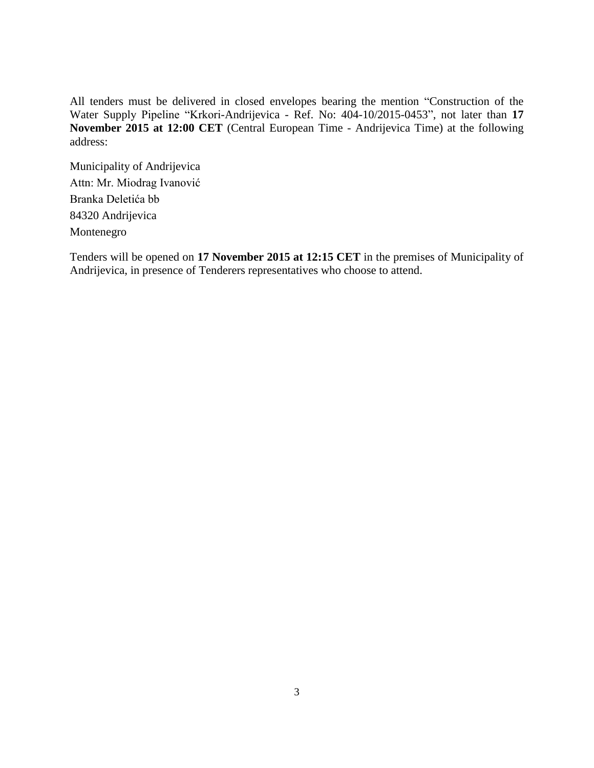All tenders must be delivered in closed envelopes bearing the mention "Construction of the Water Supply Pipeline "Krkori-Andrijevica - Ref. No: 404-10/2015-0453", not later than **17 November 2015 at 12:00 CET** (Central European Time - Andrijevica Time) at the following address:

Municipality of Andrijevica  
Attn: Mr. Miodrag Ivanović  
Branka Deletića bb  
84320 Andrijevica  
Montenegro

Tenders will be opened on **17 November 2015 at 12:15 CET** in the premises of Municipality of Andrijevica, in presence of Tenderers representatives who choose to attend.